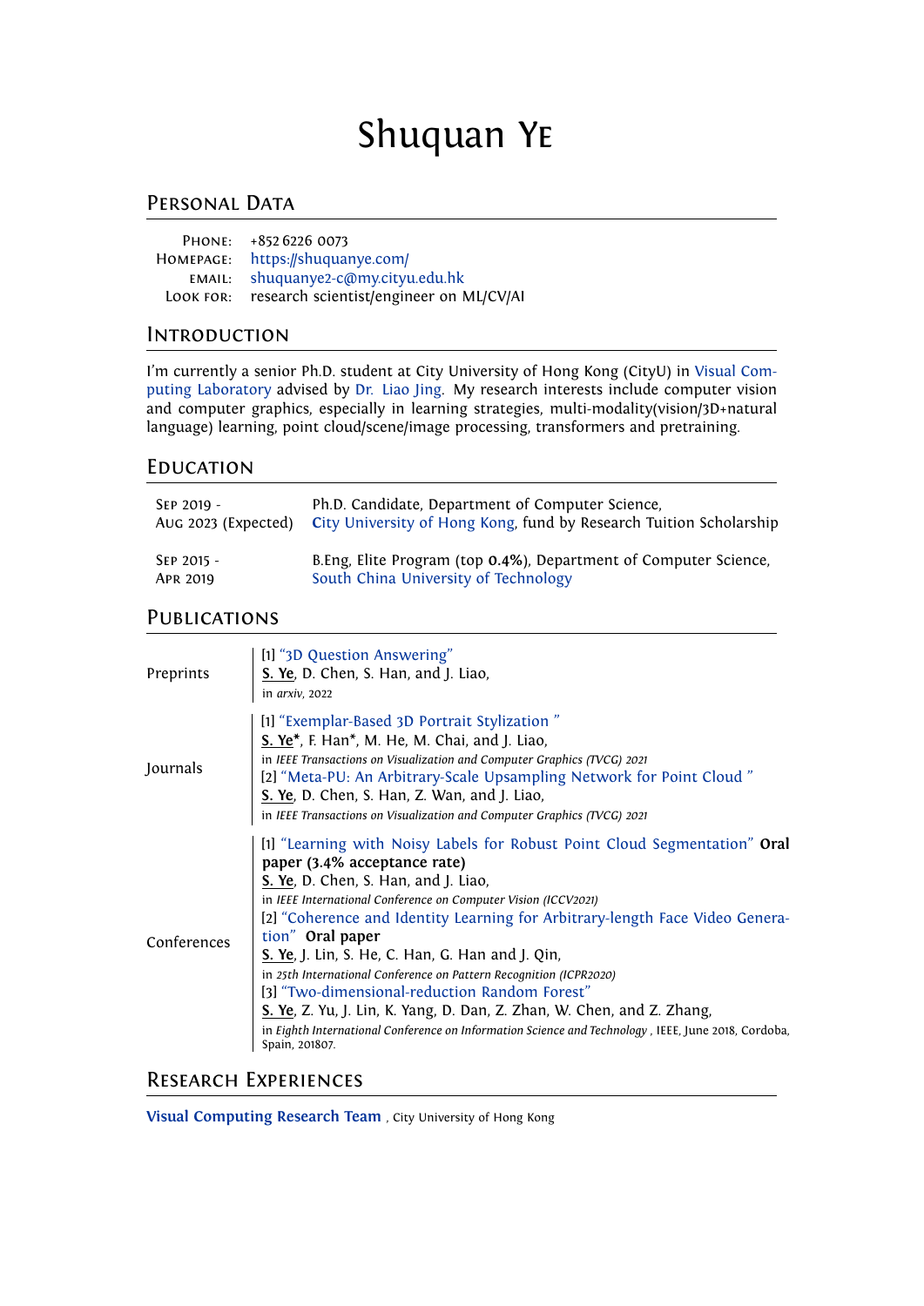# Shuquan Ye

## Personal Data

| | |
|---|---|
| Phone: | +852 6226 0073 |
| Homepage: | https://shuquanye.com/ |
| email: | shuquanye2-c@my.cityu.edu.hk |
| Look for: | research scientist/engineer on ML/CV/AI |

## Introduction

I'm currently a senior Ph.D. student at City University of Hong Kong (CityU) in Visual Computing Laboratory advised by Dr. Liao Jing. My research interests include computer vision and computer graphics, especially in learning strategies, multi-modality(vision/3D+natural language) learning, point cloud/scene/image processing, transformers and pretraining.

## Education

| | |
|---|---|
| Sep 2019 - Aug 2023 (Expected) | Ph.D. Candidate, Department of Computer Science, City University of Hong Kong, fund by Research Tuition Scholarship |
| Sep 2015 - Apr 2019 | B.Eng, Elite Program (top **0.4%**), Department of Computer Science, South China University of Technology |

## Publications

### Preprints

[1] "3D Question Answering"
**S. Ye**, D. Chen, S. Han, and J. Liao,
in *arxiv*, 2022

### Journals

[1] "Exemplar-Based 3D Portrait Stylization "
**S. Ye***, F. Han*, M. He, M. Chai, and J. Liao,
in *IEEE Transactions on Visualization and Computer Graphics (TVCG) 2021*

[2] "Meta-PU: An Arbitrary-Scale Upsampling Network for Point Cloud "
**S. Ye**, D. Chen, S. Han, Z. Wan, and J. Liao,
in *IEEE Transactions on Visualization and Computer Graphics (TVCG) 2021*

### Conferences

[1] "Learning with Noisy Labels for Robust Point Cloud Segmentation" **Oral paper (3.4% acceptance rate)**
**S. Ye**, D. Chen, S. Han, and J. Liao,
in *IEEE International Conference on Computer Vision (ICCV2021)*

[2] "Coherence and Identity Learning for Arbitrary-length Face Video Generation" **Oral paper**
**S. Ye**, J. Lin, S. He, C. Han, G. Han and J. Qin,
in *25th International Conference on Pattern Recognition (ICPR2020)*

[3] "Two-dimensional-reduction Random Forest"
**S. Ye**, Z. Yu, J. Lin, K. Yang, D. Dan, Z. Zhan, W. Chen, and Z. Zhang,
in *Eighth International Conference on Information Science and Technology* , IEEE, June 2018, Cordoba, Spain, 201807.

## Research Experiences

**Visual Computing Research Team** , City University of Hong Kong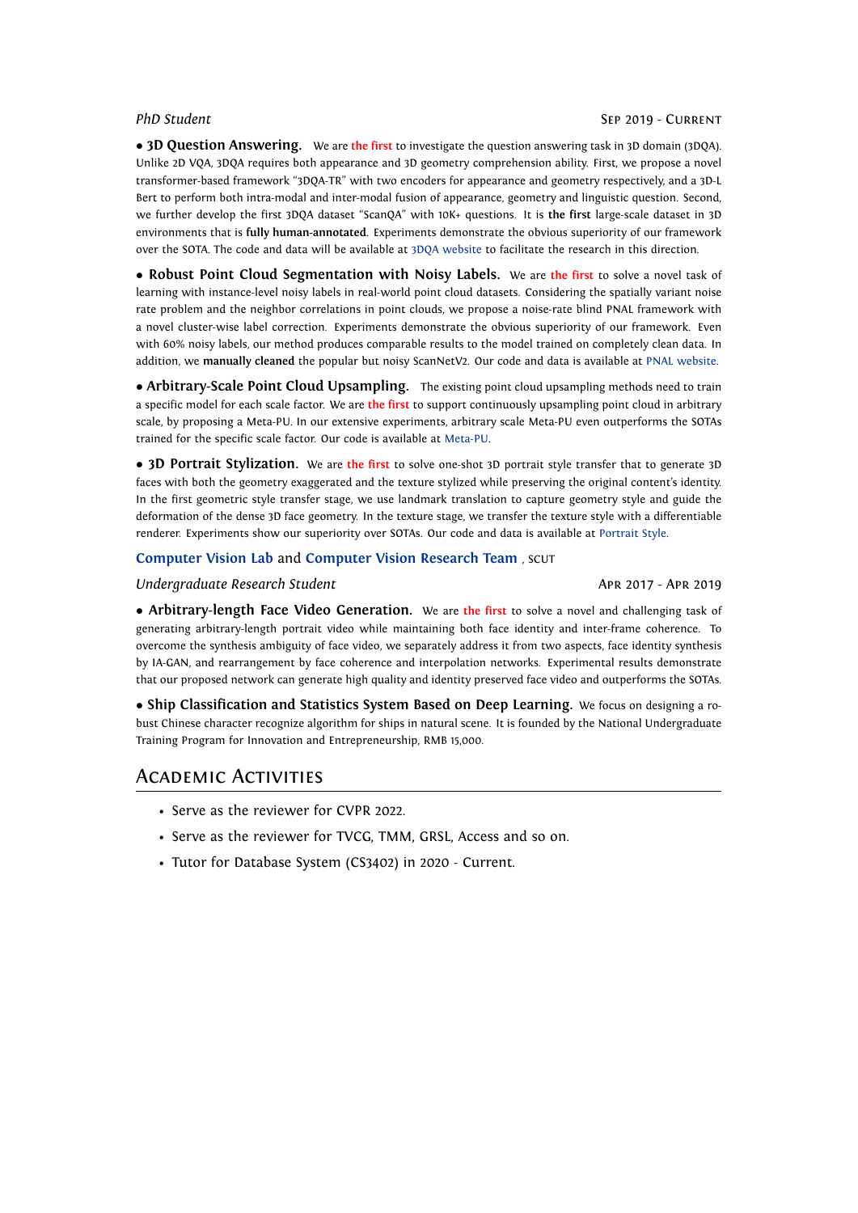*PhD Student* SEP 2019 - CURRENT

• **3D Question Answering.** We are **the first** to investigate the question answering task in 3D domain (3DQA). Unlike 2D VQA, 3DQA requires both appearance and 3D geometry comprehension ability. First, we propose a novel transformer-based framework "3DQA-TR" with two encoders for appearance and geometry respectively, and a 3D-L Bert to perform both intra-modal and inter-modal fusion of appearance, geometry and linguistic question. Second, we further develop the first 3DQA dataset "ScanQA" with 10K+ questions. It is **the first** large-scale dataset in 3D environments that is **fully human-annotated**. Experiments demonstrate the obvious superiority of our framework over the SOTA. The code and data will be available at 3DQA website to facilitate the research in this direction.

• **Robust Point Cloud Segmentation with Noisy Labels.** We are **the first** to solve a novel task of learning with instance-level noisy labels in real-world point cloud datasets. Considering the spatially variant noise rate problem and the neighbor correlations in point clouds, we propose a noise-rate blind PNAL framework with a novel cluster-wise label correction. Experiments demonstrate the obvious superiority of our framework. Even with 60% noisy labels, our method produces comparable results to the model trained on completely clean data. In addition, we **manually cleaned** the popular but noisy ScanNetV2. Our code and data is available at PNAL website.

• **Arbitrary-Scale Point Cloud Upsampling.** The existing point cloud upsampling methods need to train a specific model for each scale factor. We are **the first** to support continuously upsampling point cloud in arbitrary scale, by proposing a Meta-PU. In our extensive experiments, arbitrary scale Meta-PU even outperforms the SOTAs trained for the specific scale factor. Our code is available at Meta-PU.

• **3D Portrait Stylization.** We are **the first** to solve one-shot 3D portrait style transfer that to generate 3D faces with both the geometry exaggerated and the texture stylized while preserving the original content's identity. In the first geometric style transfer stage, we use landmark translation to capture geometry style and guide the deformation of the dense 3D face geometry. In the texture stage, we transfer the texture style with a differentiable renderer. Experiments show our superiority over SOTAs. Our code and data is available at Portrait Style.

**Computer Vision Lab** and **Computer Vision Research Team** , SCUT

*Undergraduate Research Student* APR 2017 - APR 2019

• **Arbitrary-length Face Video Generation.** We are **the first** to solve a novel and challenging task of generating arbitrary-length portrait video while maintaining both face identity and inter-frame coherence. To overcome the synthesis ambiguity of face video, we separately address it from two aspects, face identity synthesis by IA-GAN, and rearrangement by face coherence and interpolation networks. Experimental results demonstrate that our proposed network can generate high quality and identity preserved face video and outperforms the SOTAs.

• **Ship Classification and Statistics System Based on Deep Learning.** We focus on designing a robust Chinese character recognize algorithm for ships in natural scene. It is founded by the National Undergraduate Training Program for Innovation and Entrepreneurship, RMB 15,000.

## Academic Activities

- Serve as the reviewer for CVPR 2022.
- Serve as the reviewer for TVCG, TMM, GRSL, Access and so on.
- Tutor for Database System (CS3402) in 2020 - Current.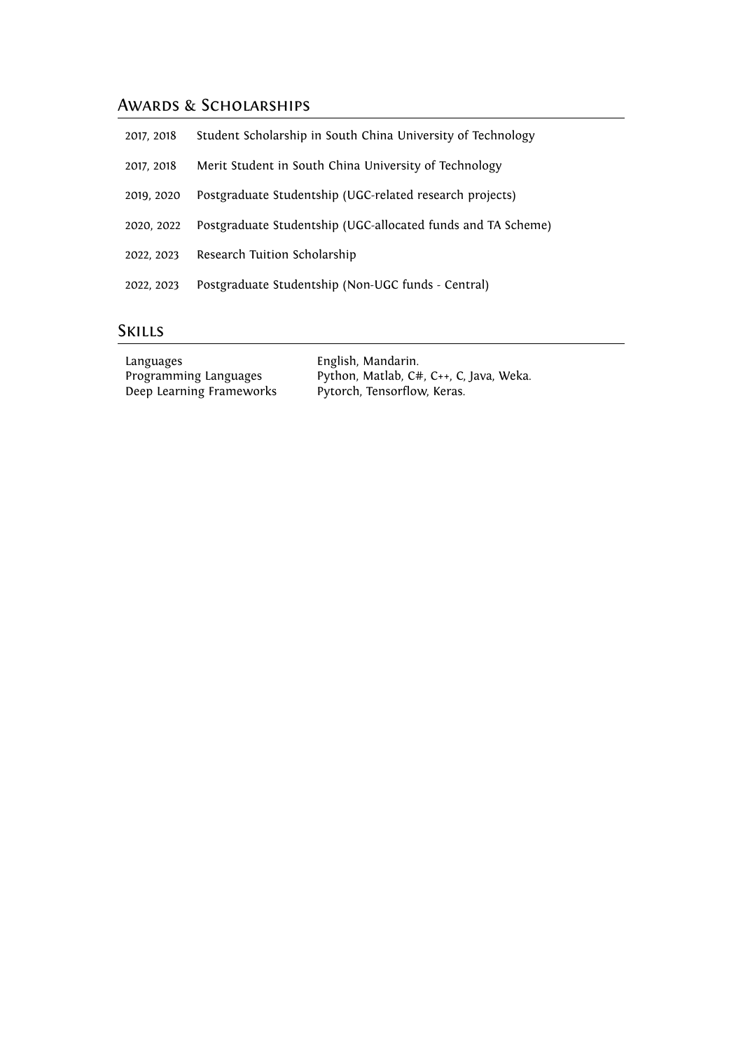## Awards & Scholarships

| | |
|---|---|
| 2017, 2018 | Student Scholarship in South China University of Technology |
| 2017, 2018 | Merit Student in South China University of Technology |
| 2019, 2020 | Postgraduate Studentship (UGC-related research projects) |
| 2020, 2022 | Postgraduate Studentship (UGC-allocated funds and TA Scheme) |
| 2022, 2023 | Research Tuition Scholarship |
| 2022, 2023 | Postgraduate Studentship (Non-UGC funds - Central) |

## Skills

| | |
|---|---|
| Languages | English, Mandarin. |
| Programming Languages | Python, Matlab, C#, C++, C, Java, Weka. |
| Deep Learning Frameworks | Pytorch, Tensorflow, Keras. |